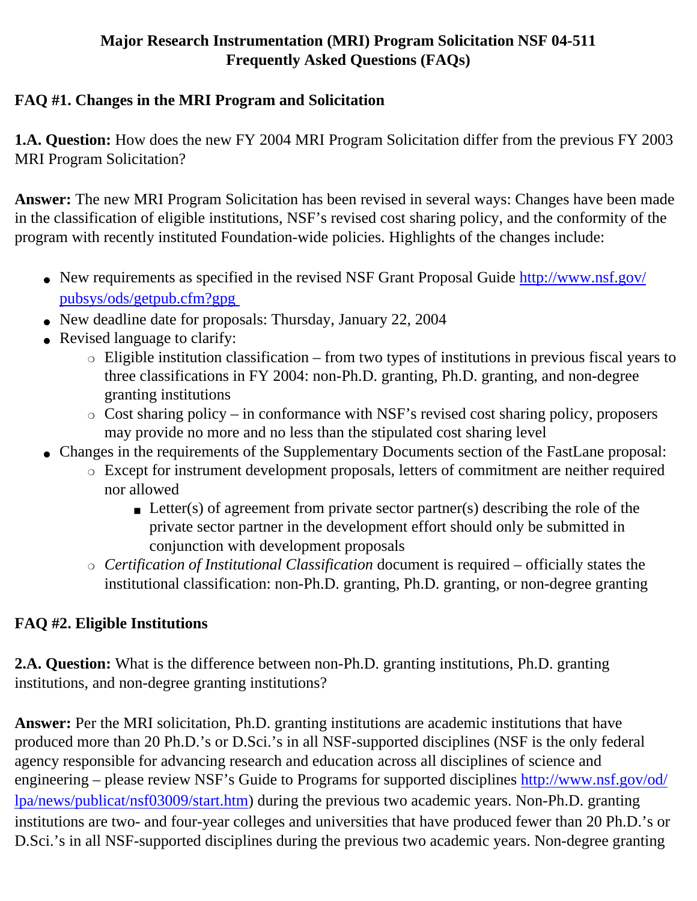# Major Research Instrumentation (MRI) Program Solicitation NSF 04-511
# Frequently Asked Questions (FAQs)

## FAQ #1. Changes in the MRI Program and Solicitation

**1.A. Question:** How does the new FY 2004 MRI Program Solicitation differ from the previous FY 2003 MRI Program Solicitation?

**Answer:** The new MRI Program Solicitation has been revised in several ways: Changes have been made in the classification of eligible institutions, NSF's revised cost sharing policy, and the conformity of the program with recently instituted Foundation-wide policies. Highlights of the changes include:

- New requirements as specified in the revised NSF Grant Proposal Guide [http://www.nsf.gov/pubsys/ods/getpub.cfm?gpg](http://www.nsf.gov/pubsys/ods/getpub.cfm?gpg)
- New deadline date for proposals: Thursday, January 22, 2004
- Revised language to clarify:
  - Eligible institution classification – from two types of institutions in previous fiscal years to three classifications in FY 2004: non-Ph.D. granting, Ph.D. granting, and non-degree granting institutions
  - Cost sharing policy – in conformance with NSF's revised cost sharing policy, proposers may provide no more and no less than the stipulated cost sharing level
- Changes in the requirements of the Supplementary Documents section of the FastLane proposal:
  - Except for instrument development proposals, letters of commitment are neither required nor allowed
    - Letter(s) of agreement from private sector partner(s) describing the role of the private sector partner in the development effort should only be submitted in conjunction with development proposals
  - *Certification of Institutional Classification* document is required – officially states the institutional classification: non-Ph.D. granting, Ph.D. granting, or non-degree granting

## FAQ #2. Eligible Institutions

**2.A. Question:** What is the difference between non-Ph.D. granting institutions, Ph.D. granting institutions, and non-degree granting institutions?

**Answer:** Per the MRI solicitation, Ph.D. granting institutions are academic institutions that have produced more than 20 Ph.D.'s or D.Sci.'s in all NSF-supported disciplines (NSF is the only federal agency responsible for advancing research and education across all disciplines of science and engineering – please review NSF's Guide to Programs for supported disciplines [http://www.nsf.gov/od/lpa/news/publicat/nsf03009/start.htm](http://www.nsf.gov/od/lpa/news/publicat/nsf03009/start.htm)) during the previous two academic years. Non-Ph.D. granting institutions are two- and four-year colleges and universities that have produced fewer than 20 Ph.D.'s or D.Sci.'s in all NSF-supported disciplines during the previous two academic years. Non-degree granting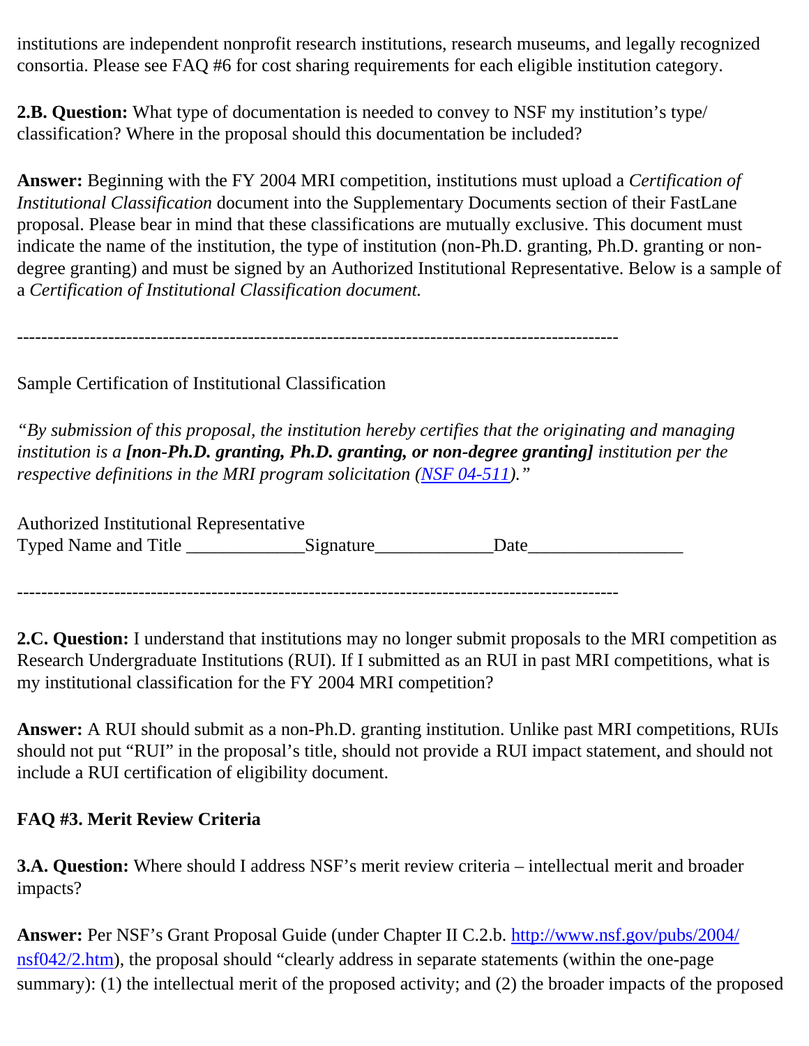institutions are independent nonprofit research institutions, research museums, and legally recognized consortia. Please see FAQ #6 for cost sharing requirements for each eligible institution category.

**2.B. Question:** What type of documentation is needed to convey to NSF my institution's type/ classification? Where in the proposal should this documentation be included?

**Answer:** Beginning with the FY 2004 MRI competition, institutions must upload a *Certification of Institutional Classification* document into the Supplementary Documents section of their FastLane proposal. Please bear in mind that these classifications are mutually exclusive. This document must indicate the name of the institution, the type of institution (non-Ph.D. granting, Ph.D. granting or non-degree granting) and must be signed by an Authorized Institutional Representative. Below is a sample of a *Certification of Institutional Classification document.*

---

Sample Certification of Institutional Classification

*"By submission of this proposal, the institution hereby certifies that the originating and managing institution is a* ***[non-Ph.D. granting, Ph.D. granting, or non-degree granting]*** *institution per the respective definitions in the MRI program solicitation ([NSF 04-511](NSF 04-511))."*

Authorized Institutional Representative
Typed Name and Title _____________Signature_____________Date_________________

---

**2.C. Question:** I understand that institutions may no longer submit proposals to the MRI competition as Research Undergraduate Institutions (RUI). If I submitted as an RUI in past MRI competitions, what is my institutional classification for the FY 2004 MRI competition?

**Answer:** A RUI should submit as a non-Ph.D. granting institution. Unlike past MRI competitions, RUIs should not put "RUI" in the proposal's title, should not provide a RUI impact statement, and should not include a RUI certification of eligibility document.

**FAQ #3. Merit Review Criteria**

**3.A. Question:** Where should I address NSF's merit review criteria – intellectual merit and broader impacts?

**Answer:** Per NSF's Grant Proposal Guide (under Chapter II C.2.b. [http://www.nsf.gov/pubs/2004/nsf042/2.htm](http://www.nsf.gov/pubs/2004/nsf042/2.htm)), the proposal should "clearly address in separate statements (within the one-page summary): (1) the intellectual merit of the proposed activity; and (2) the broader impacts of the proposed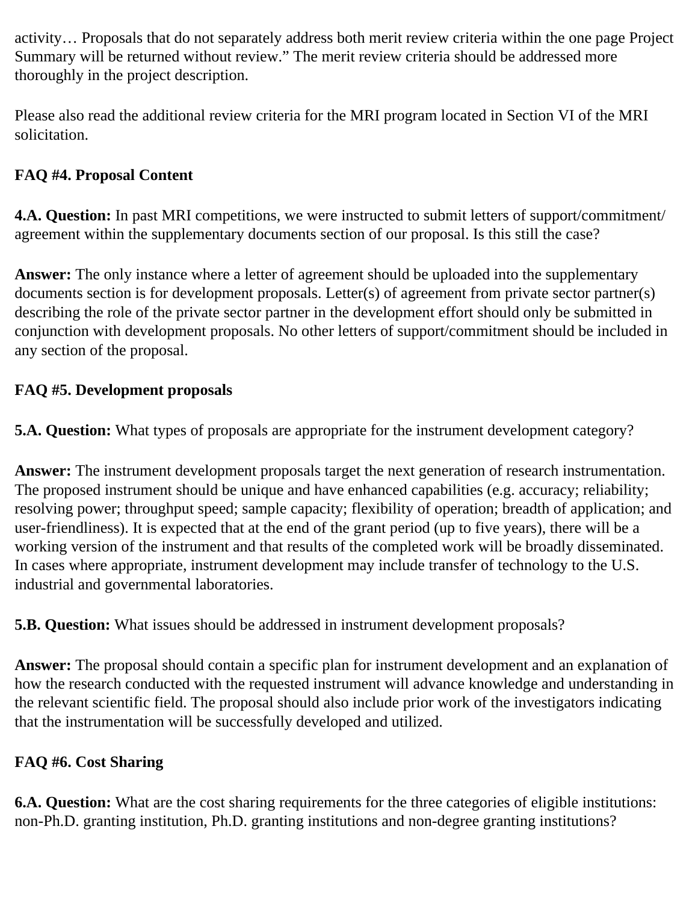activity… Proposals that do not separately address both merit review criteria within the one page Project Summary will be returned without review." The merit review criteria should be addressed more thoroughly in the project description.

Please also read the additional review criteria for the MRI program located in Section VI of the MRI solicitation.

**FAQ #4. Proposal Content**

**4.A. Question:** In past MRI competitions, we were instructed to submit letters of support/commitment/agreement within the supplementary documents section of our proposal. Is this still the case?

**Answer:** The only instance where a letter of agreement should be uploaded into the supplementary documents section is for development proposals. Letter(s) of agreement from private sector partner(s) describing the role of the private sector partner in the development effort should only be submitted in conjunction with development proposals. No other letters of support/commitment should be included in any section of the proposal.

**FAQ #5. Development proposals**

**5.A. Question:** What types of proposals are appropriate for the instrument development category?

**Answer:** The instrument development proposals target the next generation of research instrumentation. The proposed instrument should be unique and have enhanced capabilities (e.g. accuracy; reliability; resolving power; throughput speed; sample capacity; flexibility of operation; breadth of application; and user-friendliness). It is expected that at the end of the grant period (up to five years), there will be a working version of the instrument and that results of the completed work will be broadly disseminated. In cases where appropriate, instrument development may include transfer of technology to the U.S. industrial and governmental laboratories.

**5.B. Question:** What issues should be addressed in instrument development proposals?

**Answer:** The proposal should contain a specific plan for instrument development and an explanation of how the research conducted with the requested instrument will advance knowledge and understanding in the relevant scientific field. The proposal should also include prior work of the investigators indicating that the instrumentation will be successfully developed and utilized.

**FAQ #6. Cost Sharing**

**6.A. Question:** What are the cost sharing requirements for the three categories of eligible institutions: non-Ph.D. granting institution, Ph.D. granting institutions and non-degree granting institutions?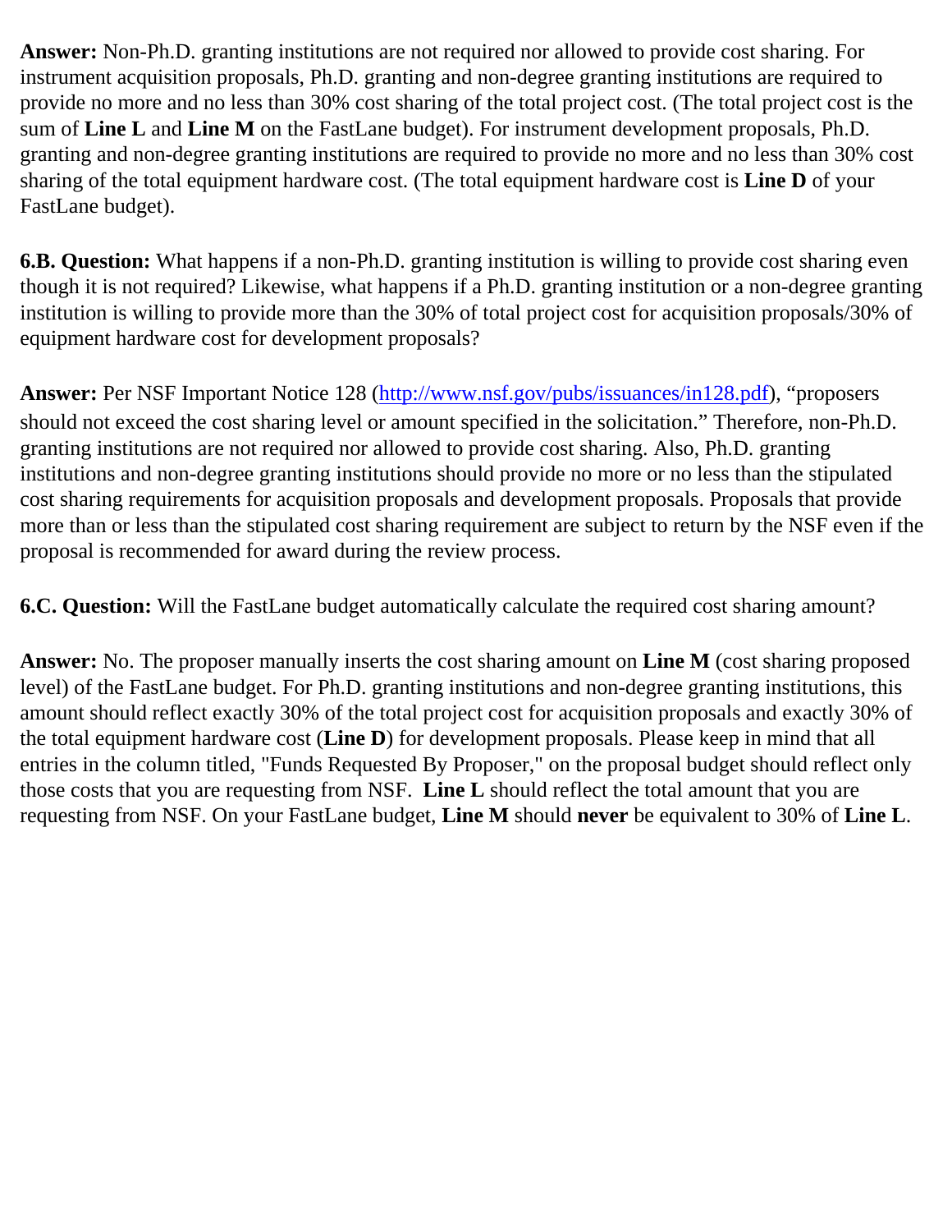**Answer:** Non-Ph.D. granting institutions are not required nor allowed to provide cost sharing. For instrument acquisition proposals, Ph.D. granting and non-degree granting institutions are required to provide no more and no less than 30% cost sharing of the total project cost. (The total project cost is the sum of **Line L** and **Line M** on the FastLane budget). For instrument development proposals, Ph.D. granting and non-degree granting institutions are required to provide no more and no less than 30% cost sharing of the total equipment hardware cost. (The total equipment hardware cost is **Line D** of your FastLane budget).

**6.B. Question:** What happens if a non-Ph.D. granting institution is willing to provide cost sharing even though it is not required? Likewise, what happens if a Ph.D. granting institution or a non-degree granting institution is willing to provide more than the 30% of total project cost for acquisition proposals/30% of equipment hardware cost for development proposals?

**Answer:** Per NSF Important Notice 128 (http://www.nsf.gov/pubs/issuances/in128.pdf), "proposers should not exceed the cost sharing level or amount specified in the solicitation." Therefore, non-Ph.D. granting institutions are not required nor allowed to provide cost sharing. Also, Ph.D. granting institutions and non-degree granting institutions should provide no more or no less than the stipulated cost sharing requirements for acquisition proposals and development proposals. Proposals that provide more than or less than the stipulated cost sharing requirement are subject to return by the NSF even if the proposal is recommended for award during the review process.

**6.C. Question:** Will the FastLane budget automatically calculate the required cost sharing amount?

**Answer:** No. The proposer manually inserts the cost sharing amount on **Line M** (cost sharing proposed level) of the FastLane budget. For Ph.D. granting institutions and non-degree granting institutions, this amount should reflect exactly 30% of the total project cost for acquisition proposals and exactly 30% of the total equipment hardware cost (**Line D**) for development proposals. Please keep in mind that all entries in the column titled, "Funds Requested By Proposer," on the proposal budget should reflect only those costs that you are requesting from NSF. **Line L** should reflect the total amount that you are requesting from NSF. On your FastLane budget, **Line M** should **never** be equivalent to 30% of **Line L**.